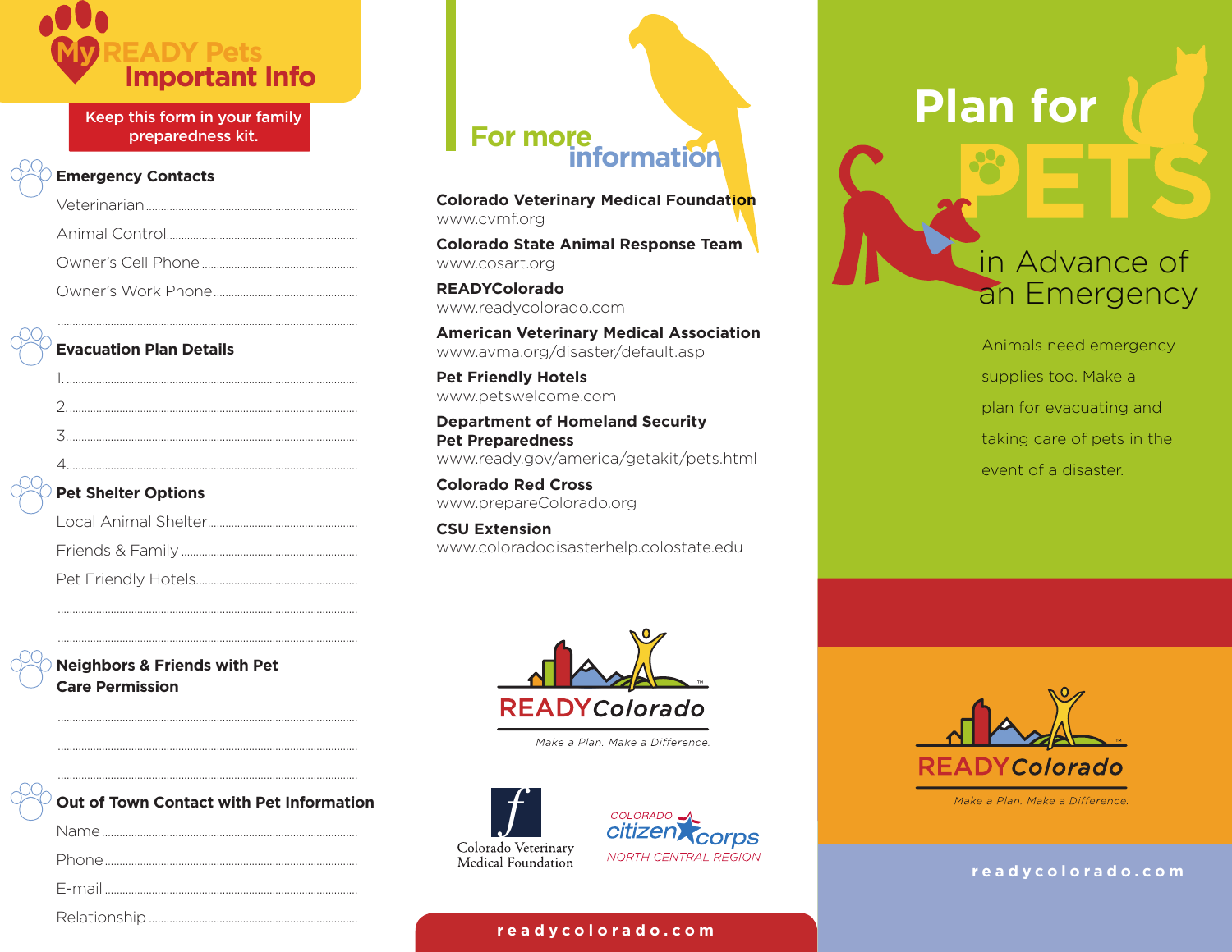# My READY Pets Important Info

**Keep this form in your family preparedness kit.**

### Emergency Contacts

Veterinarian ..............................

Animal Control ..............................

Owner's Cell Phone ..............................

Owner's Work Phone ..............................

..............................

### Evacuation Plan Details

1. ..............................
2. ..............................
3. ..............................
4. ..............................

### Pet Shelter Options

Local Animal Shelter ..............................

Friends & Family ..............................

Pet Friendly Hotels ..............................

..............................

..............................

### Neighbors & Friends with Pet Care Permission

..............................

..............................

..............................

### Out of Town Contact with Pet Information

Name ..............................

Phone ..............................

E-mail ..............................

Relationship ..............................

## For more information

**Colorado Veterinary Medical Foundation**
www.cvmf.org

**Colorado State Animal Response Team**
www.cosart.org

**READYColorado**
www.readycolorado.com

**American Veterinary Medical Association**
www.avma.org/disaster/default.asp

**Pet Friendly Hotels**
www.petswelcome.com

**Department of Homeland Security Pet Preparedness**
www.ready.gov/america/getakit/pets.html

**Colorado Red Cross**
www.prepareColorado.org

**CSU Extension**
www.coloradodisasterhelp.colostate.edu

READYColorado — *Make a Plan. Make a Difference.*

Colorado Veterinary Medical Foundation

Colorado citizen corps — NORTH CENTRAL REGION

readycolorado.com

# Plan for PETS in Advance of an Emergency

Animals need emergency supplies too. Make a plan for evacuating and taking care of pets in the event of a disaster.

READYColorado — *Make a Plan. Make a Difference.*

readycolorado.com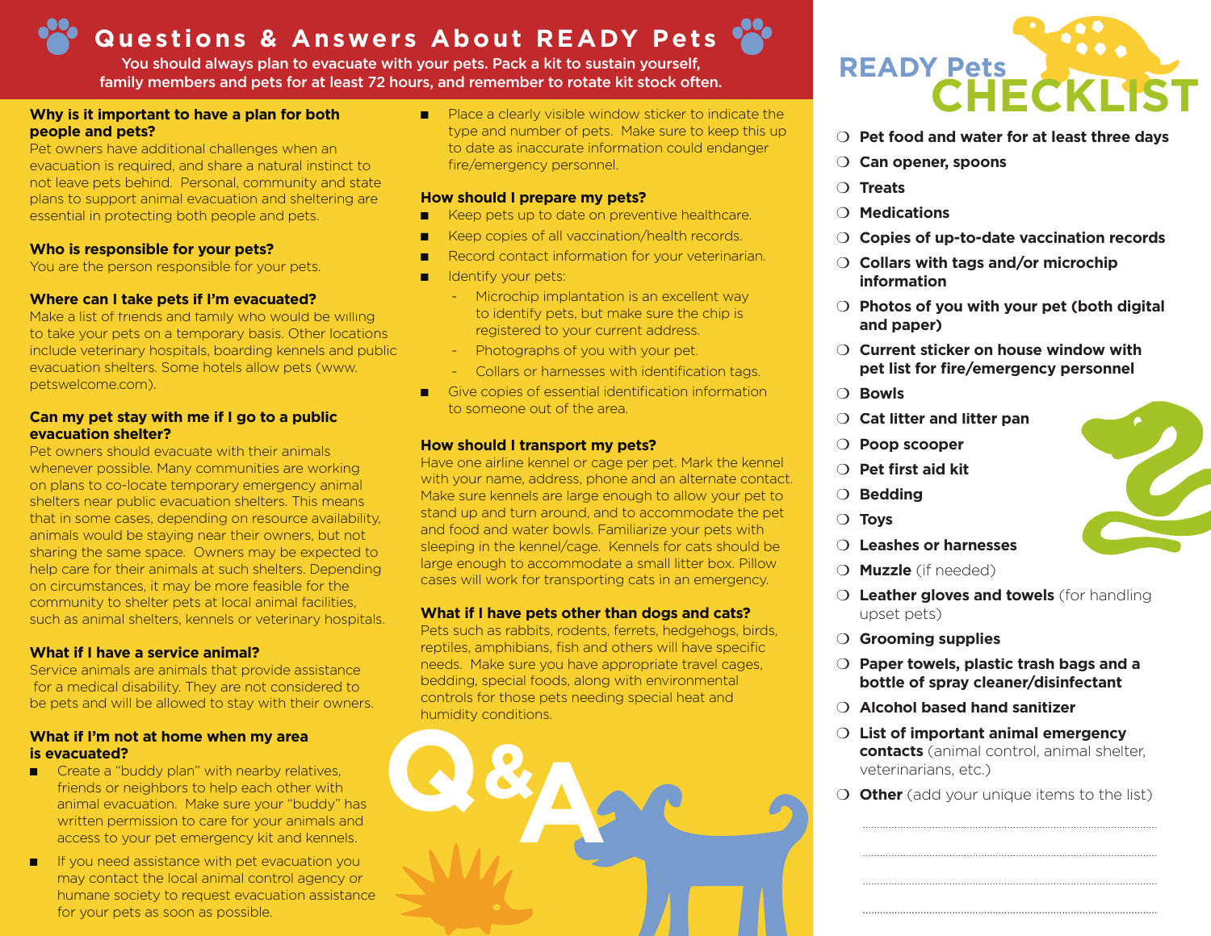# Questions & Answers About READY Pets

You should always plan to evacuate with your pets. Pack a kit to sustain yourself, family members and pets for at least 72 hours, and remember to rotate kit stock often.

### Why is it important to have a plan for both people and pets?

Pet owners have additional challenges when an evacuation is required, and share a natural instinct to not leave pets behind. Personal, community and state plans to support animal evacuation and sheltering are essential in protecting both people and pets.

### Who is responsible for your pets?

You are the person responsible for your pets.

### Where can I take pets if I'm evacuated?

Make a list of friends and family who would be willing to take your pets on a temporary basis. Other locations include veterinary hospitals, boarding kennels and public evacuation shelters. Some hotels allow pets (www.petswelcome.com).

### Can my pet stay with me if I go to a public evacuation shelter?

Pet owners should evacuate with their animals whenever possible. Many communities are working on plans to co-locate temporary emergency animal shelters near public evacuation shelters. This means that in some cases, depending on resource availability, animals would be staying near their owners, but not sharing the same space. Owners may be expected to help care for their animals at such shelters. Depending on circumstances, it may be more feasible for the community to shelter pets at local animal facilities, such as animal shelters, kennels or veterinary hospitals.

### What if I have a service animal?

Service animals are animals that provide assistance for a medical disability. They are not considered to be pets and will be allowed to stay with their owners.

### What if I'm not at home when my area is evacuated?

- Create a "buddy plan" with nearby relatives, friends or neighbors to help each other with animal evacuation. Make sure your "buddy" has written permission to care for your animals and access to your pet emergency kit and kennels.
- If you need assistance with pet evacuation you may contact the local animal control agency or humane society to request evacuation assistance for your pets as soon as possible.
- Place a clearly visible window sticker to indicate the type and number of pets. Make sure to keep this up to date as inaccurate information could endanger fire/emergency personnel.

### How should I prepare my pets?

- Keep pets up to date on preventive healthcare.
- Keep copies of all vaccination/health records.
- Record contact information for your veterinarian.
- Identify your pets:
  - Microchip implantation is an excellent way to identify pets, but make sure the chip is registered to your current address.
  - Photographs of you with your pet.
  - Collars or harnesses with identification tags.
- Give copies of essential identification information to someone out of the area.

### How should I transport my pets?

Have one airline kennel or cage per pet. Mark the kennel with your name, address, phone and an alternate contact. Make sure kennels are large enough to allow your pet to stand up and turn around, and to accommodate the pet and food and water bowls. Familiarize your pets with sleeping in the kennel/cage. Kennels for cats should be large enough to accommodate a small litter box. Pillow cases will work for transporting cats in an emergency.

### What if I have pets other than dogs and cats?

Pets such as rabbits, rodents, ferrets, hedgehogs, birds, reptiles, amphibians, fish and others will have specific needs. Make sure you have appropriate travel cages, bedding, special foods, along with environmental controls for those pets needing special heat and humidity conditions.

Q&A

# READY Pets CHECKLIST

- ❍ **Pet food and water for at least three days**
- ❍ **Can opener, spoons**
- ❍ **Treats**
- ❍ **Medications**
- ❍ **Copies of up-to-date vaccination records**
- ❍ **Collars with tags and/or microchip information**
- ❍ **Photos of you with your pet (both digital and paper)**
- ❍ **Current sticker on house window with pet list for fire/emergency personnel**
- ❍ **Bowls**
- ❍ **Cat litter and litter pan**
- ❍ **Poop scooper**
- ❍ **Pet first aid kit**
- ❍ **Bedding**
- ❍ **Toys**
- ❍ **Leashes or harnesses**
- ❍ **Muzzle** (if needed)
- ❍ **Leather gloves and towels** (for handling upset pets)
- ❍ **Grooming supplies**
- ❍ **Paper towels, plastic trash bags and a bottle of spray cleaner/disinfectant**
- ❍ **Alcohol based hand sanitizer**
- ❍ **List of important animal emergency contacts** (animal control, animal shelter, veterinarians, etc.)
- ❍ **Other** (add your unique items to the list)

.......................................................................................

.......................................................................................

.......................................................................................

.......................................................................................